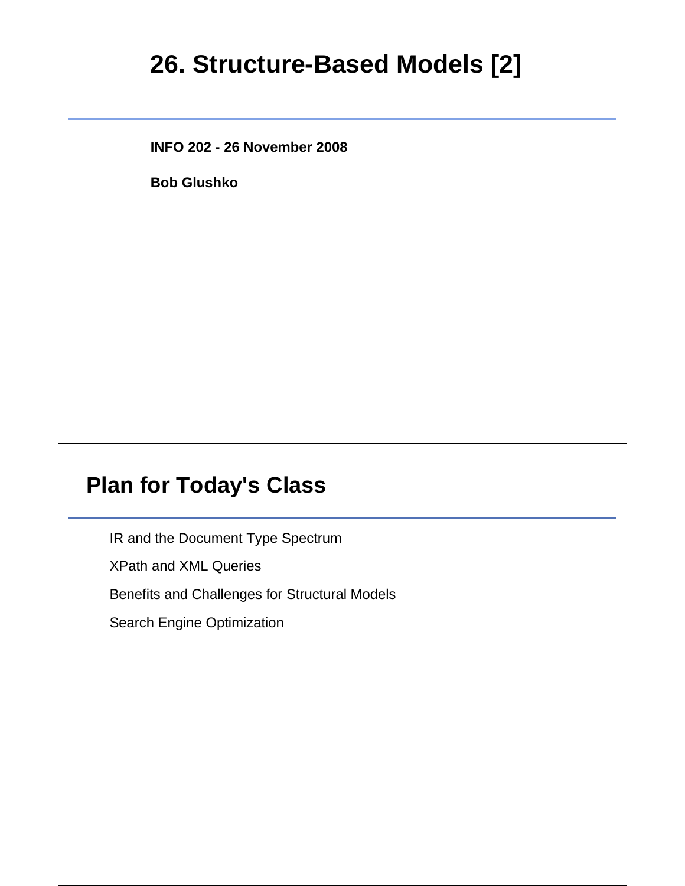# 26. Structure-Based Models [2]

**INFO 202 - 26 November 2008**

**Bob Glushko**

## Plan for Today's Class

IR and the Document Type Spectrum

XPath and XML Queries

Benefits and Challenges for Structural Models

Search Engine Optimization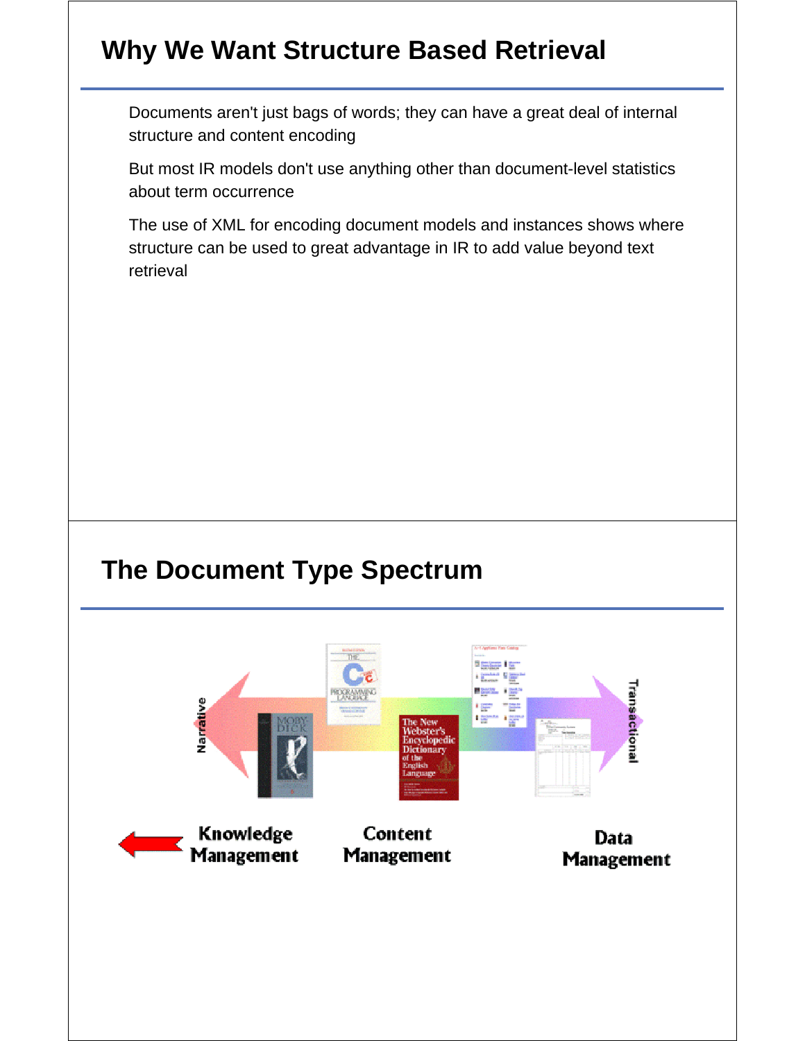## Why We Want Structure Based Retrieval

Documents aren't just bags of words; they can have a great deal of internal structure and content encoding

But most IR models don't use anything other than document-level statistics about term occurrence

The use of XML for encoding document models and instances shows where structure can be used to great advantage in IR to add value beyond text retrieval

## The Document Type Spectrum

Narrative

Transactional

Knowledge Management

Content Management

Data Management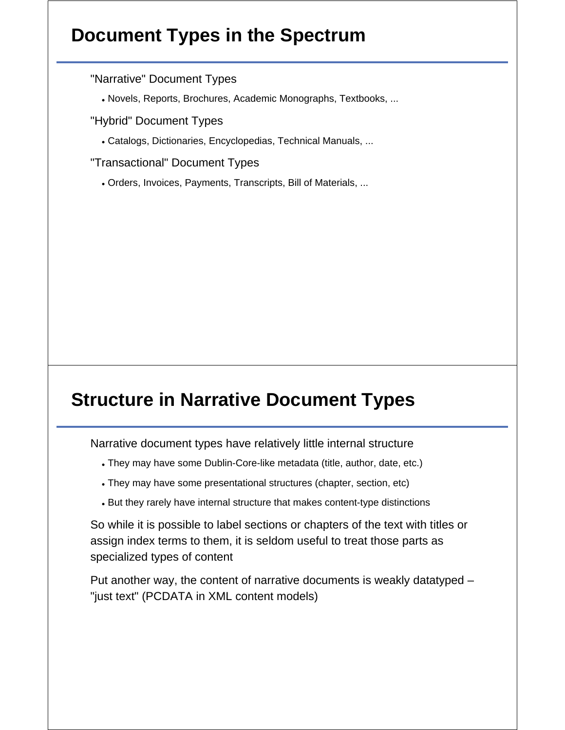## Document Types in the Spectrum

"Narrative" Document Types

- Novels, Reports, Brochures, Academic Monographs, Textbooks, ...

"Hybrid" Document Types

- Catalogs, Dictionaries, Encyclopedias, Technical Manuals, ...

"Transactional" Document Types

- Orders, Invoices, Payments, Transcripts, Bill of Materials, ...

## Structure in Narrative Document Types

Narrative document types have relatively little internal structure

- They may have some Dublin-Core-like metadata (title, author, date, etc.)
- They may have some presentational structures (chapter, section, etc)
- But they rarely have internal structure that makes content-type distinctions

So while it is possible to label sections or chapters of the text with titles or assign index terms to them, it is seldom useful to treat those parts as specialized types of content

Put another way, the content of narrative documents is weakly datatyped – "just text" (PCDATA in XML content models)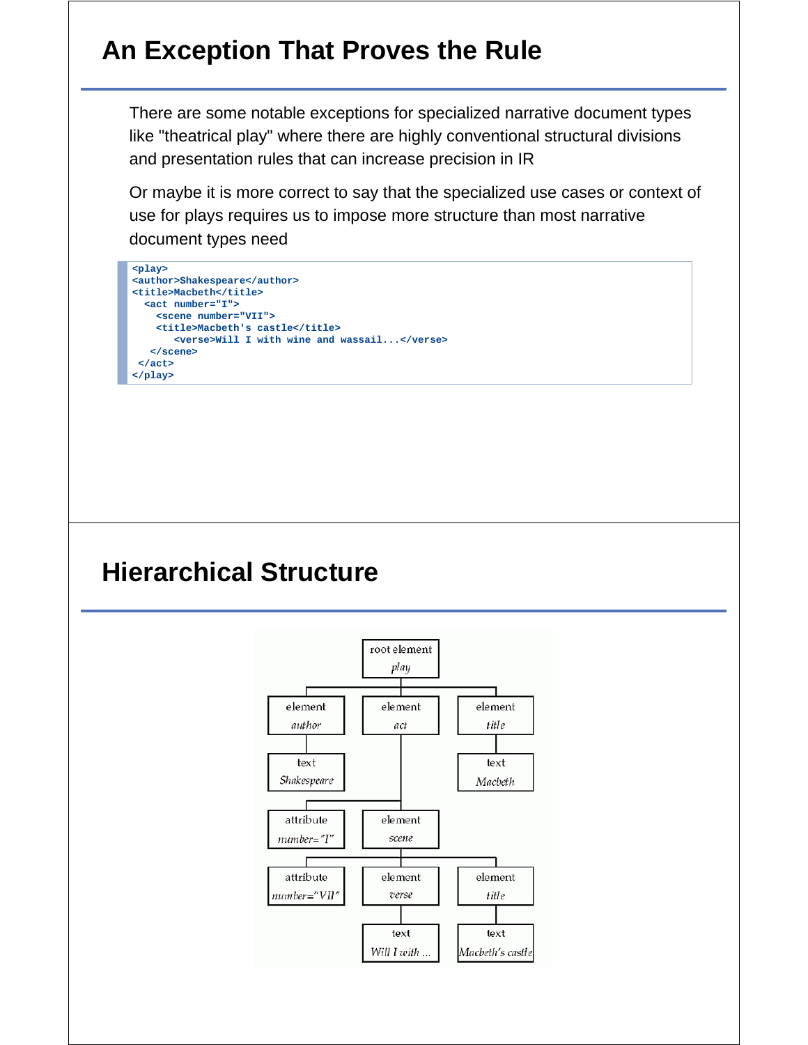# An Exception That Proves the Rule

There are some notable exceptions for specialized narrative document types like "theatrical play" where there are highly conventional structural divisions and presentation rules that can increase precision in IR

Or maybe it is more correct to say that the specialized use cases or context of use for plays requires us to impose more structure than most narrative document types need

```
<play>
<author>Shakespeare</author>
<title>Macbeth</title>
  <act number="I">
    <scene number="VII">
    <title>Macbeth's castle</title>
       <verse>Will I with wine and wassail...</verse>
   </scene>
 </act>
</play>
```

# Hierarchical Structure

```
root element: play
├── element: author
│   └── text: Shakespeare
├── element: act
│   ├── attribute: number="I"
│   └── element: scene
│       ├── attribute: number="VII"
│       ├── element: verse
│       │   └── text: Will I with ...
│       └── element: title
│           └── text: Macbeth's castle
└── element: title
    └── text: Macbeth
```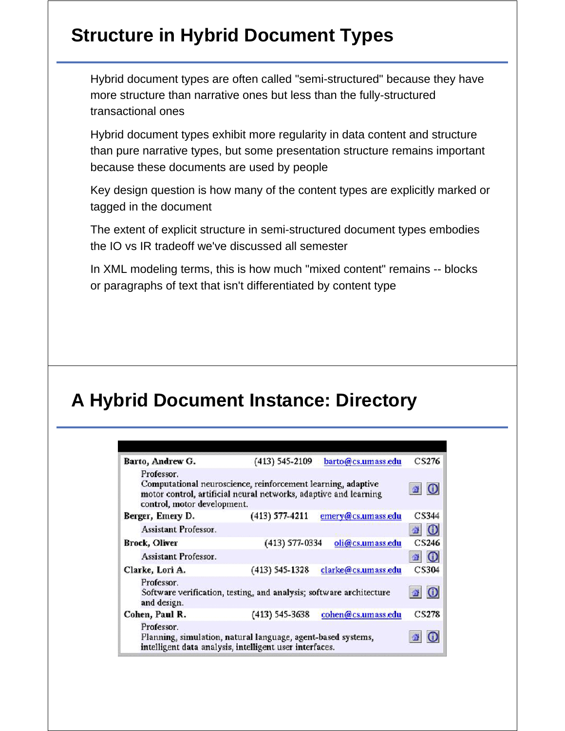## Structure in Hybrid Document Types

Hybrid document types are often called "semi-structured" because they have more structure than narrative ones but less than the fully-structured transactional ones

Hybrid document types exhibit more regularity in data content and structure than pure narrative types, but some presentation structure remains important because these documents are used by people

Key design question is how many of the content types are explicitly marked or tagged in the document

The extent of explicit structure in semi-structured document types embodies the IO vs IR tradeoff we've discussed all semester

In XML modeling terms, this is how much "mixed content" remains -- blocks or paragraphs of text that isn't differentiated by content type

## A Hybrid Document Instance: Directory

| | | | |
|---|---|---|---|
| **Barto, Andrew G.** | (413) 545-2109 | barto@cs.umass.edu | CS276 |
| Professor. Computational neuroscience, reinforcement learning, adaptive motor control, artificial neural networks, adaptive and learning control, motor development. | | | |
| **Berger, Emery D.** | (413) 577-4211 | emery@cs.umass.edu | CS344 |
| Assistant Professor. | | | |
| **Brock, Oliver** | (413) 577-0334 | oli@cs.umass.edu | CS246 |
| Assistant Professor. | | | |
| **Clarke, Lori A.** | (413) 545-1328 | clarke@cs.umass.edu | CS304 |
| Professor. Software verification, testing, and analysis; software architecture and design. | | | |
| **Cohen, Paul R.** | (413) 545-3638 | cohen@cs.umass.edu | CS278 |
| Professor. Planning, simulation, natural language, agent-based systems, intelligent data analysis, intelligent user interfaces. | | | |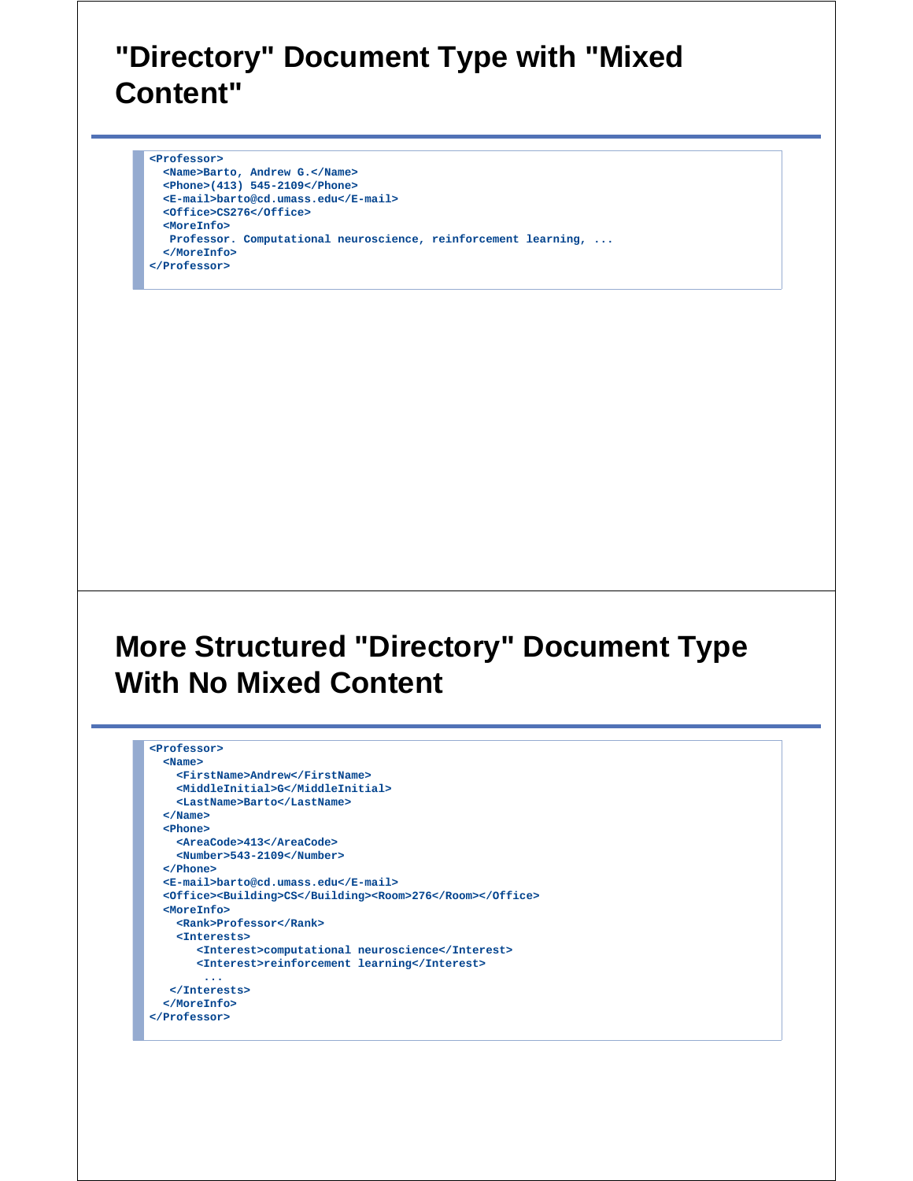# "Directory" Document Type with "Mixed Content"

```
<Professor>
  <Name>Barto, Andrew G.</Name>
  <Phone>(413) 545-2109</Phone>
  <E-mail>barto@cd.umass.edu</E-mail>
  <Office>CS276</Office>
  <MoreInfo>
   Professor. Computational neuroscience, reinforcement learning, ...
  </MoreInfo>
</Professor>
```

# More Structured "Directory" Document Type With No Mixed Content

```
<Professor>
  <Name>
    <FirstName>Andrew</FirstName>
    <MiddleInitial>G</MiddleInitial>
    <LastName>Barto</LastName>
  </Name>
  <Phone>
    <AreaCode>413</AreaCode>
    <Number>543-2109</Number>
  </Phone>
  <E-mail>barto@cd.umass.edu</E-mail>
  <Office><Building>CS</Building><Room>276</Room></Office>
  <MoreInfo>
    <Rank>Professor</Rank>
    <Interests>
       <Interest>computational neuroscience</Interest>
       <Interest>reinforcement learning</Interest>
        ...
   </Interests>
  </MoreInfo>
</Professor>
```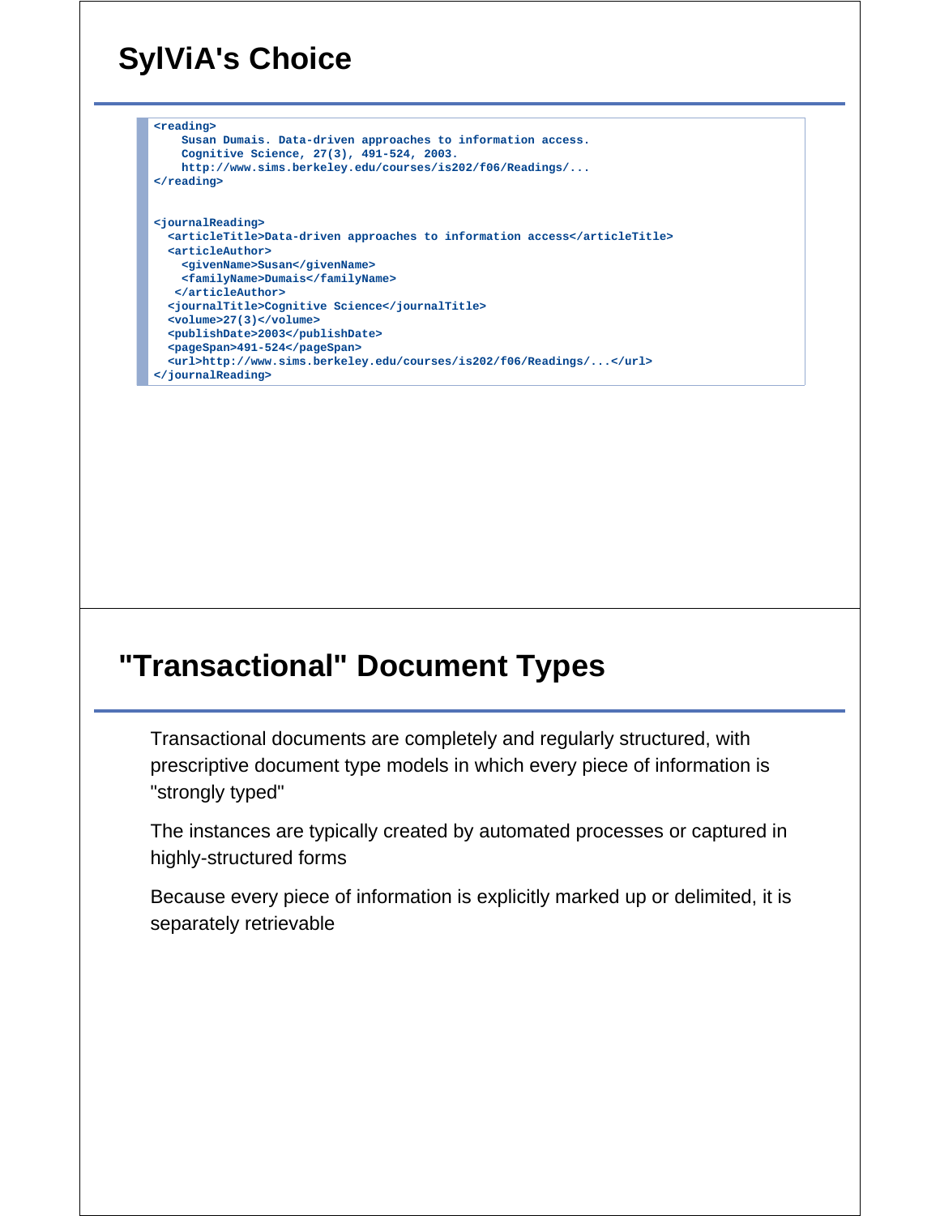# SylViA's Choice

```
<reading>
    Susan Dumais. Data-driven approaches to information access.
    Cognitive Science, 27(3), 491-524, 2003.
    http://www.sims.berkeley.edu/courses/is202/f06/Readings/...
</reading>


<journalReading>
  <articleTitle>Data-driven approaches to information access</articleTitle>
  <articleAuthor>
    <givenName>Susan</givenName>
    <familyName>Dumais</familyName>
   </articleAuthor>
  <journalTitle>Cognitive Science</journalTitle>
  <volume>27(3)</volume>
  <publishDate>2003</publishDate>
  <pageSpan>491-524</pageSpan>
  <url>http://www.sims.berkeley.edu/courses/is202/f06/Readings/...</url>
</journalReading>
```

# "Transactional" Document Types

Transactional documents are completely and regularly structured, with prescriptive document type models in which every piece of information is "strongly typed"

The instances are typically created by automated processes or captured in highly-structured forms

Because every piece of information is explicitly marked up or delimited, it is separately retrievable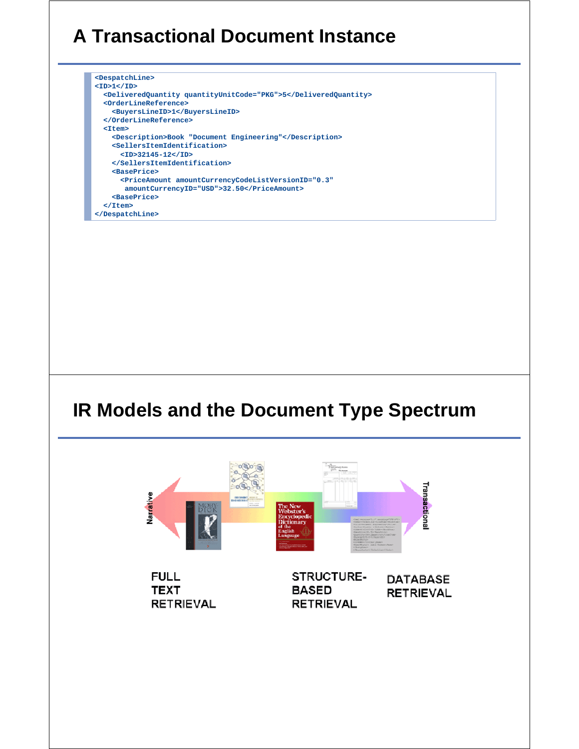## A Transactional Document Instance

```
<DespatchLine>
<ID>1</ID>
  <DeliveredQuantity quantityUnitCode="PKG">5</DeliveredQuantity>
  <OrderLineReference>
    <BuyersLineID>1</BuyersLineID>
  </OrderLineReference>
  <Item>
    <Description>Book "Document Engineering"</Description>
    <SellersItemIdentification>
      <ID>32145-12</ID>
    </SellersItemIdentification>
    <BasePrice>
      <PriceAmount amountCurrencyCodeListVersionID="0.3"
       amountCurrencyID="USD">32.50</PriceAmount>
    <BasePrice>
  </Item>
</DespatchLine>
```

## IR Models and the Document Type Spectrum

Narrative — Transactional

FULL TEXT RETRIEVAL

STRUCTURE-BASED RETRIEVAL

DATABASE RETRIEVAL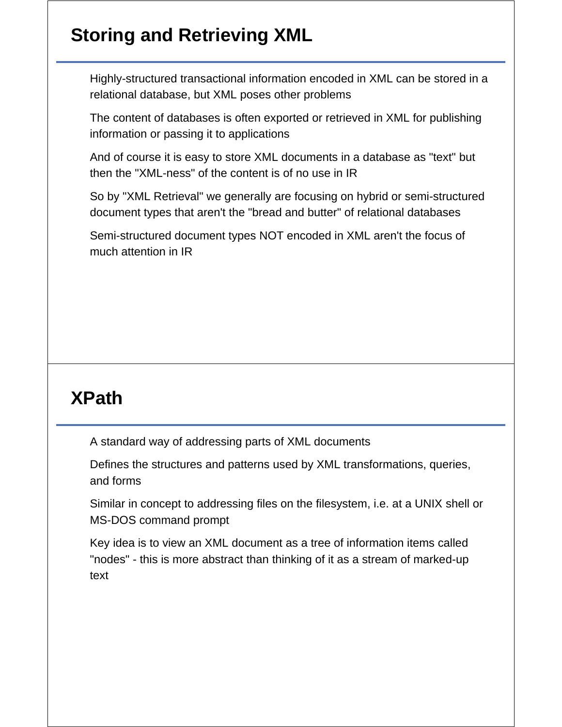## Storing and Retrieving XML

Highly-structured transactional information encoded in XML can be stored in a relational database, but XML poses other problems

The content of databases is often exported or retrieved in XML for publishing information or passing it to applications

And of course it is easy to store XML documents in a database as "text" but then the "XML-ness" of the content is of no use in IR

So by "XML Retrieval" we generally are focusing on hybrid or semi-structured document types that aren't the "bread and butter" of relational databases

Semi-structured document types NOT encoded in XML aren't the focus of much attention in IR

## XPath

A standard way of addressing parts of XML documents

Defines the structures and patterns used by XML transformations, queries, and forms

Similar in concept to addressing files on the filesystem, i.e. at a UNIX shell or MS-DOS command prompt

Key idea is to view an XML document as a tree of information items called "nodes" - this is more abstract than thinking of it as a stream of marked-up text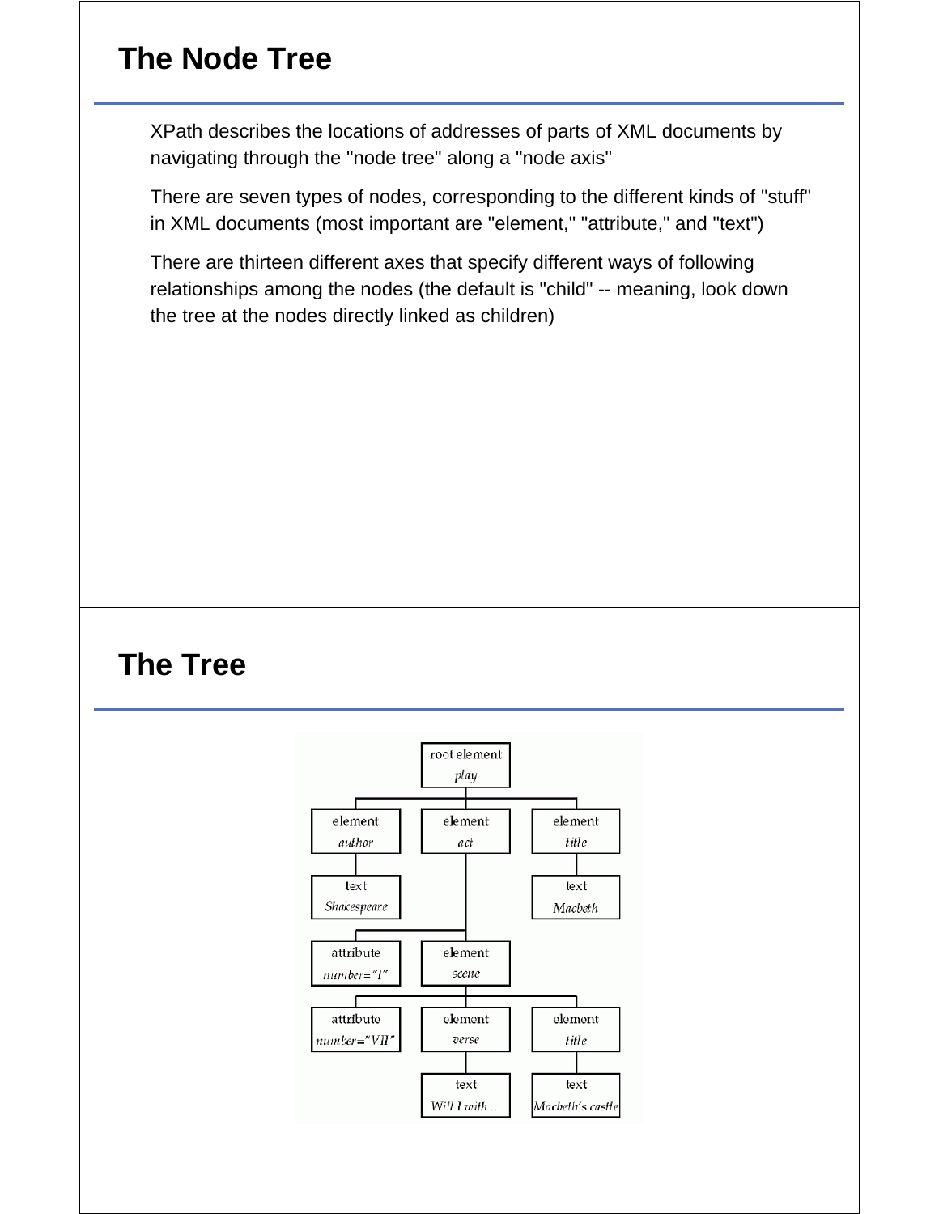## The Node Tree

XPath describes the locations of addresses of parts of XML documents by navigating through the "node tree" along a "node axis"

There are seven types of nodes, corresponding to the different kinds of "stuff" in XML documents (most important are "element," "attribute," and "text")

There are thirteen different axes that specify different ways of following relationships among the nodes (the default is "child" -- meaning, look down the tree at the nodes directly linked as children)

## The Tree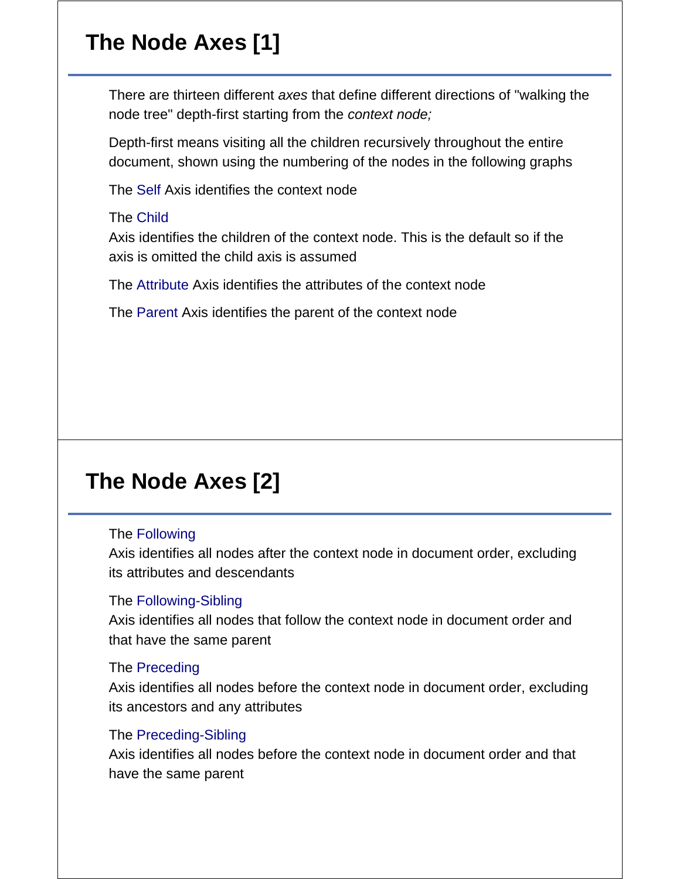# The Node Axes [1]

There are thirteen different *axes* that define different directions of "walking the node tree" depth-first starting from the *context node;*

Depth-first means visiting all the children recursively throughout the entire document, shown using the numbering of the nodes in the following graphs

The Self Axis identifies the context node

The Child
Axis identifies the children of the context node. This is the default so if the axis is omitted the child axis is assumed

The Attribute Axis identifies the attributes of the context node

The Parent Axis identifies the parent of the context node

# The Node Axes [2]

The Following
Axis identifies all nodes after the context node in document order, excluding its attributes and descendants

The Following-Sibling
Axis identifies all nodes that follow the context node in document order and that have the same parent

The Preceding
Axis identifies all nodes before the context node in document order, excluding its ancestors and any attributes

The Preceding-Sibling
Axis identifies all nodes before the context node in document order and that have the same parent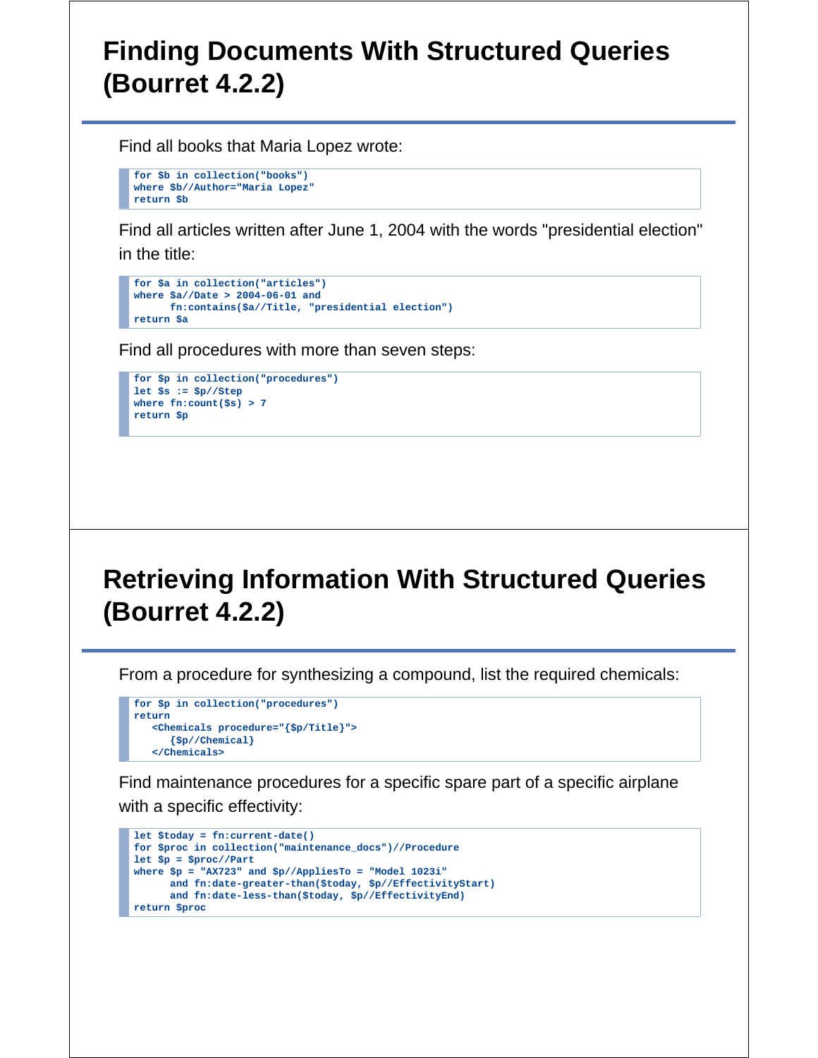# Finding Documents With Structured Queries (Bourret 4.2.2)

Find all books that Maria Lopez wrote:

```
for $b in collection("books")
where $b//Author="Maria Lopez"
return $b
```

Find all articles written after June 1, 2004 with the words "presidential election" in the title:

```
for $a in collection("articles")
where $a//Date > 2004-06-01 and
      fn:contains($a//Title, "presidential election")
return $a
```

Find all procedures with more than seven steps:

```
for $p in collection("procedures")
let $s := $p//Step
where fn:count($s) > 7
return $p
```

# Retrieving Information With Structured Queries (Bourret 4.2.2)

From a procedure for synthesizing a compound, list the required chemicals:

```
for $p in collection("procedures")
return
   <Chemicals procedure="{$p/Title}">
      {$p//Chemical}
   </Chemicals>
```

Find maintenance procedures for a specific spare part of a specific airplane with a specific effectivity:

```
let $today = fn:current-date()
for $proc in collection("maintenance_docs")//Procedure
let $p = $proc//Part
where $p = "AX723" and $p//AppliesTo = "Model 1023i"
      and fn:date-greater-than($today, $p//EffectivityStart)
      and fn:date-less-than($today, $p//EffectivityEnd)
return $proc
```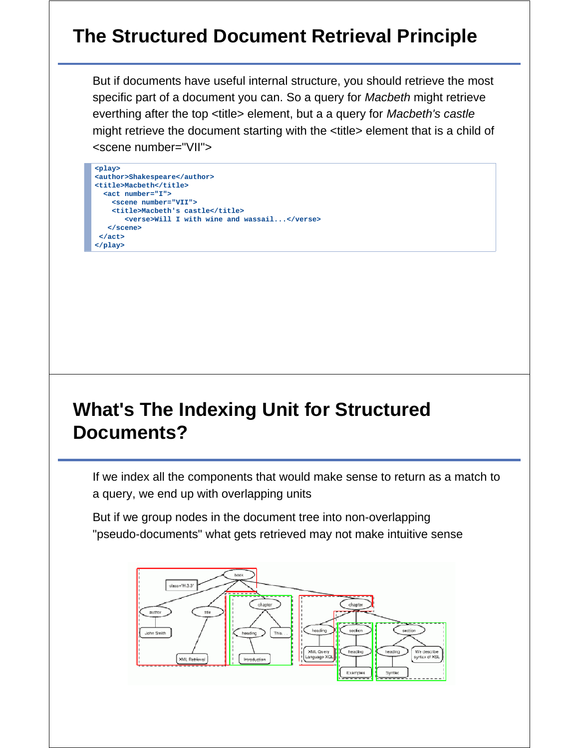# The Structured Document Retrieval Principle

But if documents have useful internal structure, you should retrieve the most specific part of a document you can. So a query for *Macbeth* might retrieve everthing after the top <title> element, but a a query for *Macbeth's castle* might retrieve the document starting with the <title> element that is a child of <scene number="VII">

```
<play>
<author>Shakespeare</author>
<title>Macbeth</title>
  <act number="I">
    <scene number="VII">
    <title>Macbeth's castle</title>
       <verse>Will I with wine and wassail...</verse>
   </scene>
 </act>
</play>
```

# What's The Indexing Unit for Structured Documents?

If we index all the components that would make sense to return as a match to a query, we end up with overlapping units

But if we group nodes in the document tree into non-overlapping "pseudo-documents" what gets retrieved may not make intuitive sense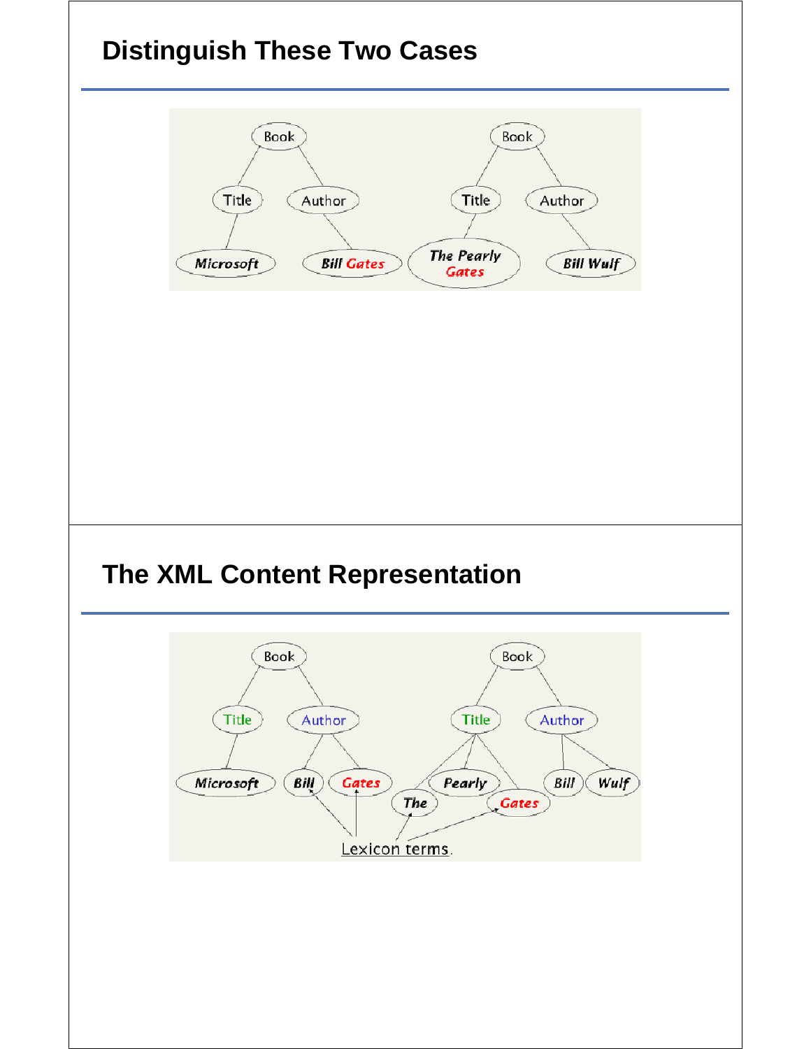## Distinguish These Two Cases

## The XML Content Representation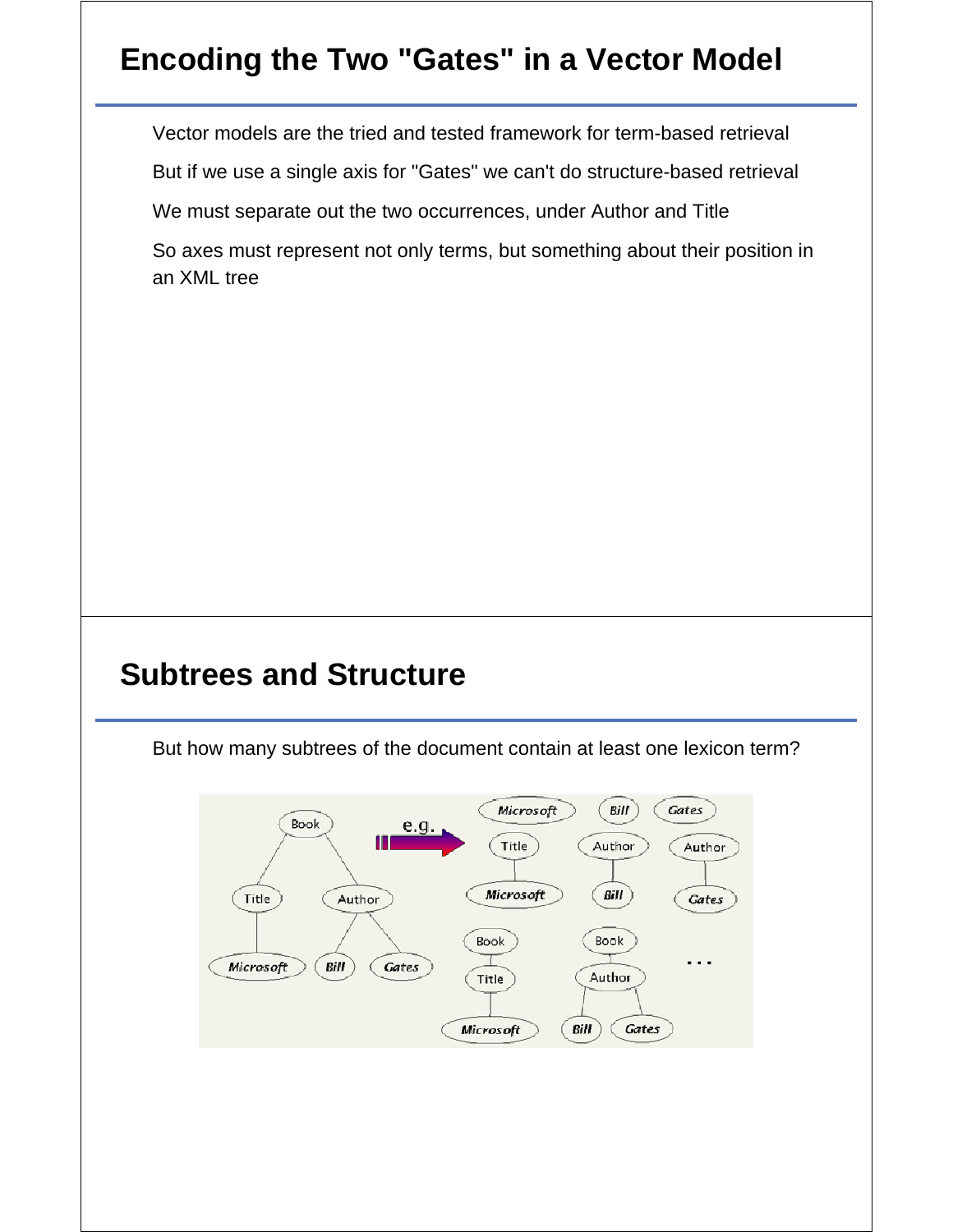## Encoding the Two "Gates" in a Vector Model

Vector models are the tried and tested framework for term-based retrieval

But if we use a single axis for "Gates" we can't do structure-based retrieval

We must separate out the two occurrences, under Author and Title

So axes must represent not only terms, but something about their position in an XML tree

## Subtrees and Structure

But how many subtrees of the document contain at least one lexicon term?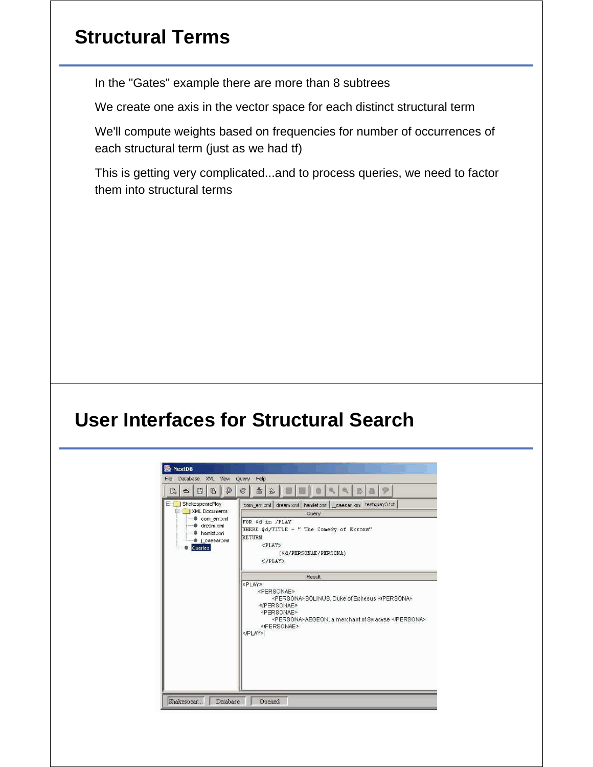## Structural Terms

In the "Gates" example there are more than 8 subtrees

We create one axis in the vector space for each distinct structural term

We'll compute weights based on frequencies for number of occurrences of each structural term (just as we had tf)

This is getting very complicated...and to process queries, we need to factor them into structural terms

## User Interfaces for Structural Search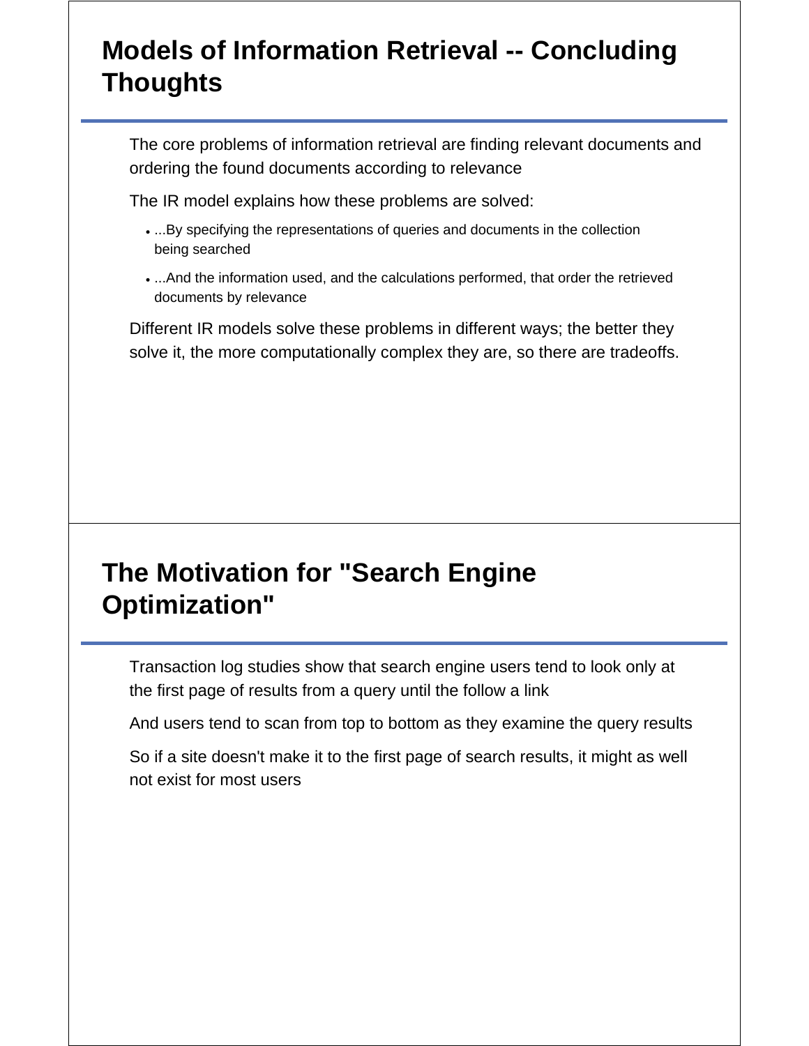## Models of Information Retrieval -- Concluding Thoughts

The core problems of information retrieval are finding relevant documents and ordering the found documents according to relevance

The IR model explains how these problems are solved:

- ...By specifying the representations of queries and documents in the collection being searched
- ...And the information used, and the calculations performed, that order the retrieved documents by relevance

Different IR models solve these problems in different ways; the better they solve it, the more computationally complex they are, so there are tradeoffs.

## The Motivation for "Search Engine Optimization"

Transaction log studies show that search engine users tend to look only at the first page of results from a query until the follow a link

And users tend to scan from top to bottom as they examine the query results

So if a site doesn't make it to the first page of search results, it might as well not exist for most users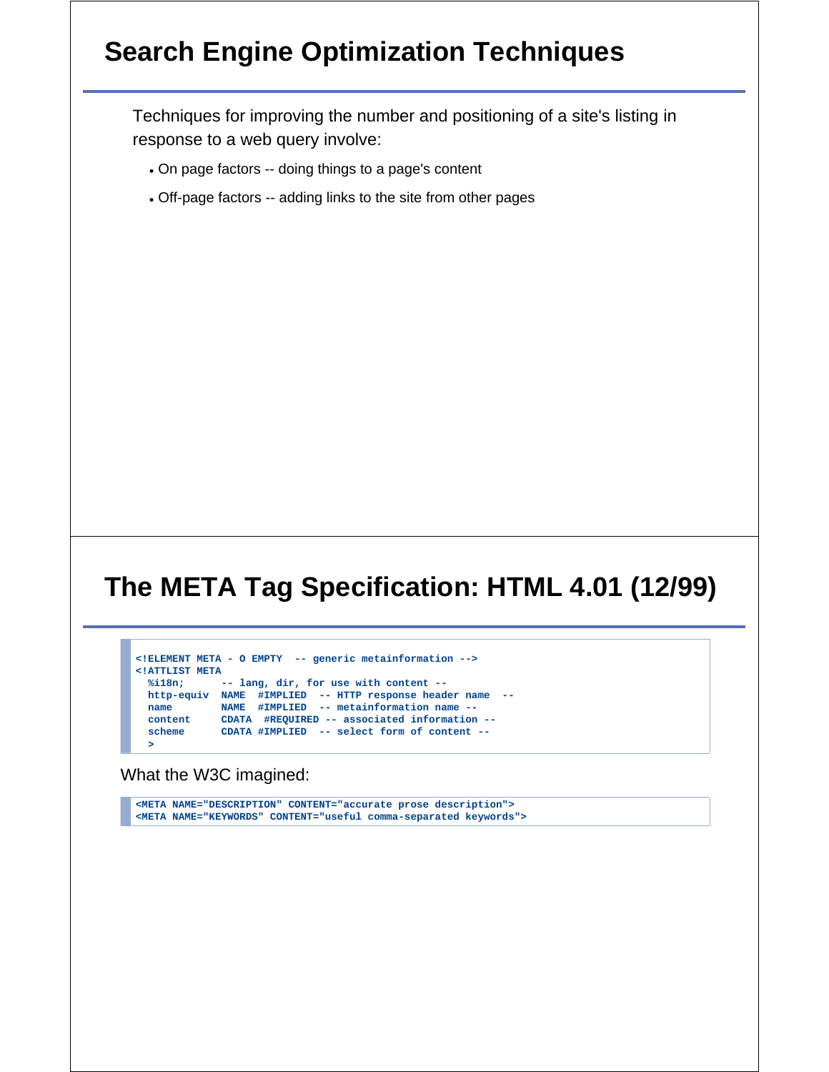## Search Engine Optimization Techniques

Techniques for improving the number and positioning of a site's listing in response to a web query involve:

- On page factors -- doing things to a page's content
- Off-page factors -- adding links to the site from other pages

## The META Tag Specification: HTML 4.01 (12/99)

```
<!ELEMENT META - O EMPTY  -- generic metainformation -->
<!ATTLIST META
  %i18n;      -- lang, dir, for use with content --
  http-equiv  NAME  #IMPLIED  -- HTTP response header name  --
  name        NAME  #IMPLIED  -- metainformation name --
  content     CDATA  #REQUIRED -- associated information --
  scheme      CDATA #IMPLIED  -- select form of content --
  >
```

What the W3C imagined:

```
<META NAME="DESCRIPTION" CONTENT="accurate prose description">
<META NAME="KEYWORDS" CONTENT="useful comma-separated keywords">
```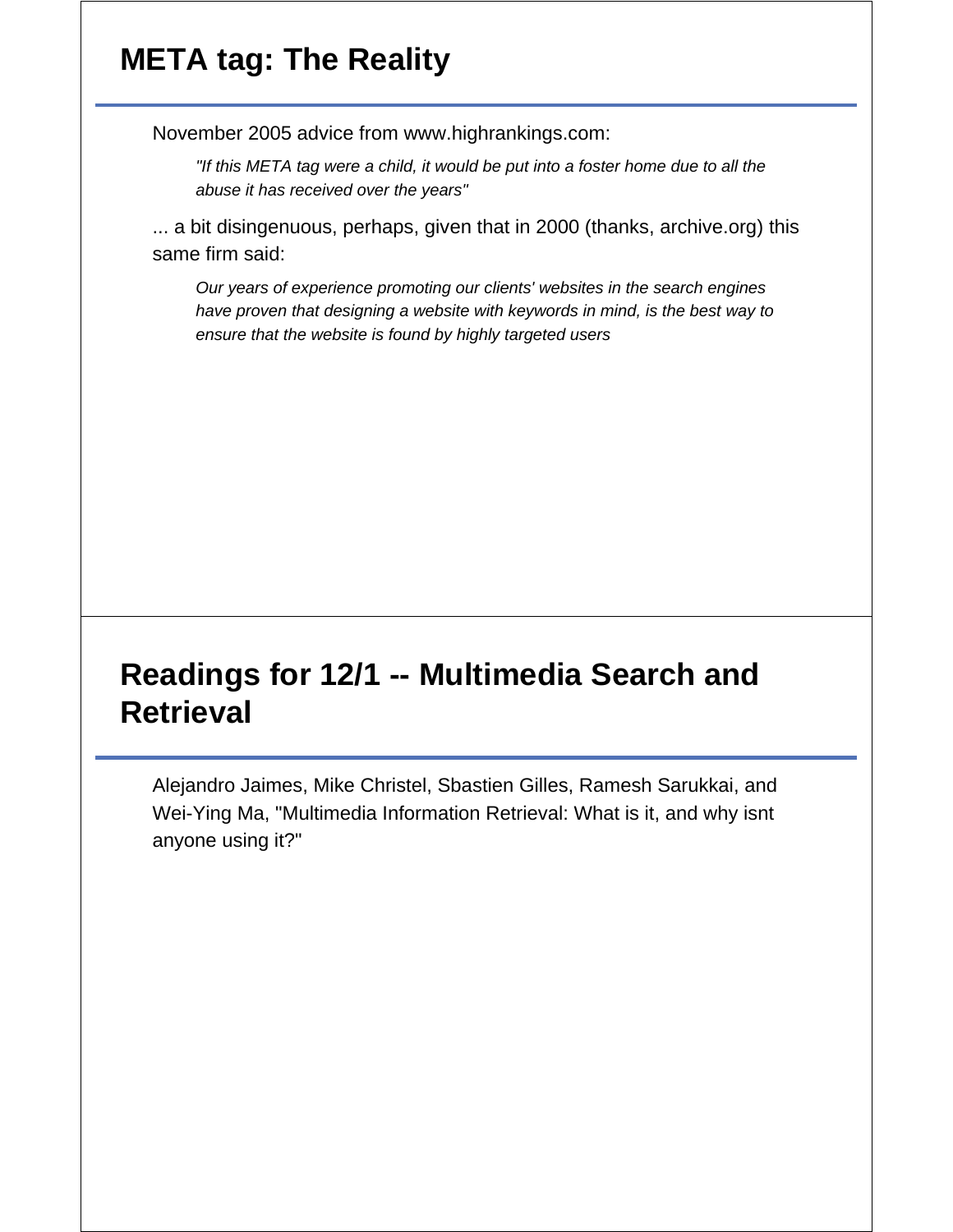## META tag: The Reality

November 2005 advice from www.highrankings.com:

> *"If this META tag were a child, it would be put into a foster home due to all the abuse it has received over the years"*

... a bit disingenuous, perhaps, given that in 2000 (thanks, archive.org) this same firm said:

> *Our years of experience promoting our clients' websites in the search engines have proven that designing a website with keywords in mind, is the best way to ensure that the website is found by highly targeted users*

## Readings for 12/1 -- Multimedia Search and Retrieval

Alejandro Jaimes, Mike Christel, Sbastien Gilles, Ramesh Sarukkai, and Wei-Ying Ma, "Multimedia Information Retrieval: What is it, and why isnt anyone using it?"